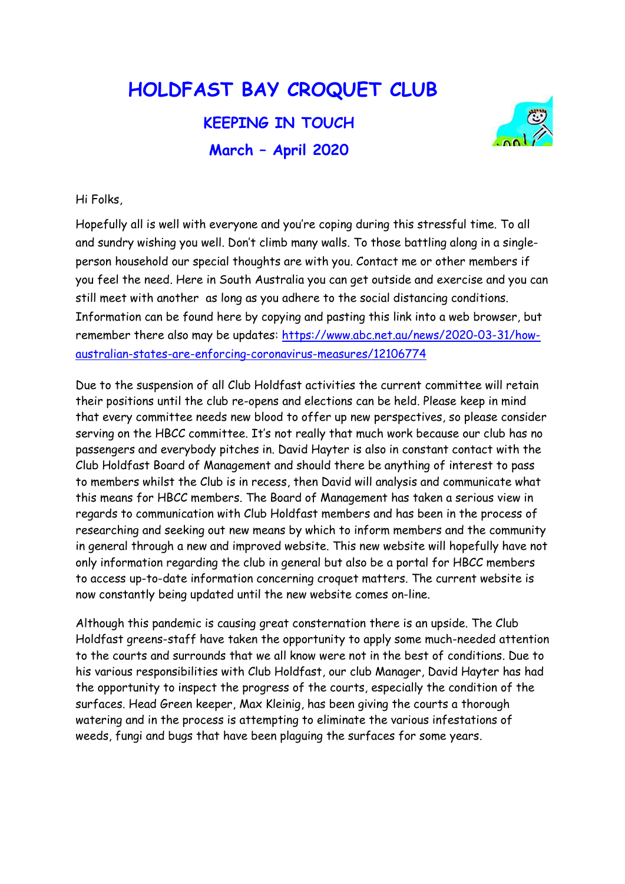# HOLDFAST BAY CROQUET CLUB

## KEEPING IN TOUCH

## March – April 2020

Hi Folks,

Hopefully all is well with everyone and you're coping during this stressful time. To all and sundry wishing you well. Don't climb many walls. To those battling along in a single-person household our special thoughts are with you. Contact me or other members if you feel the need. Here in South Australia you can get outside and exercise and you can still meet with another as long as you adhere to the social distancing conditions. Information can be found here by copying and pasting this link into a web browser, but remember there also may be updates: https://www.abc.net.au/news/2020-03-31/how-australian-states-are-enforcing-coronavirus-measures/12106774

Due to the suspension of all Club Holdfast activities the current committee will retain their positions until the club re-opens and elections can be held. Please keep in mind that every committee needs new blood to offer up new perspectives, so please consider serving on the HBCC committee. It's not really that much work because our club has no passengers and everybody pitches in. David Hayter is also in constant contact with the Club Holdfast Board of Management and should there be anything of interest to pass to members whilst the Club is in recess, then David will analysis and communicate what this means for HBCC members. The Board of Management has taken a serious view in regards to communication with Club Holdfast members and has been in the process of researching and seeking out new means by which to inform members and the community in general through a new and improved website. This new website will hopefully have not only information regarding the club in general but also be a portal for HBCC members to access up-to-date information concerning croquet matters. The current website is now constantly being updated until the new website comes on-line.

Although this pandemic is causing great consternation there is an upside. The Club Holdfast greens-staff have taken the opportunity to apply some much-needed attention to the courts and surrounds that we all know were not in the best of conditions. Due to his various responsibilities with Club Holdfast, our club Manager, David Hayter has had the opportunity to inspect the progress of the courts, especially the condition of the surfaces. Head Green keeper, Max Kleinig, has been giving the courts a thorough watering and in the process is attempting to eliminate the various infestations of weeds, fungi and bugs that have been plaguing the surfaces for some years.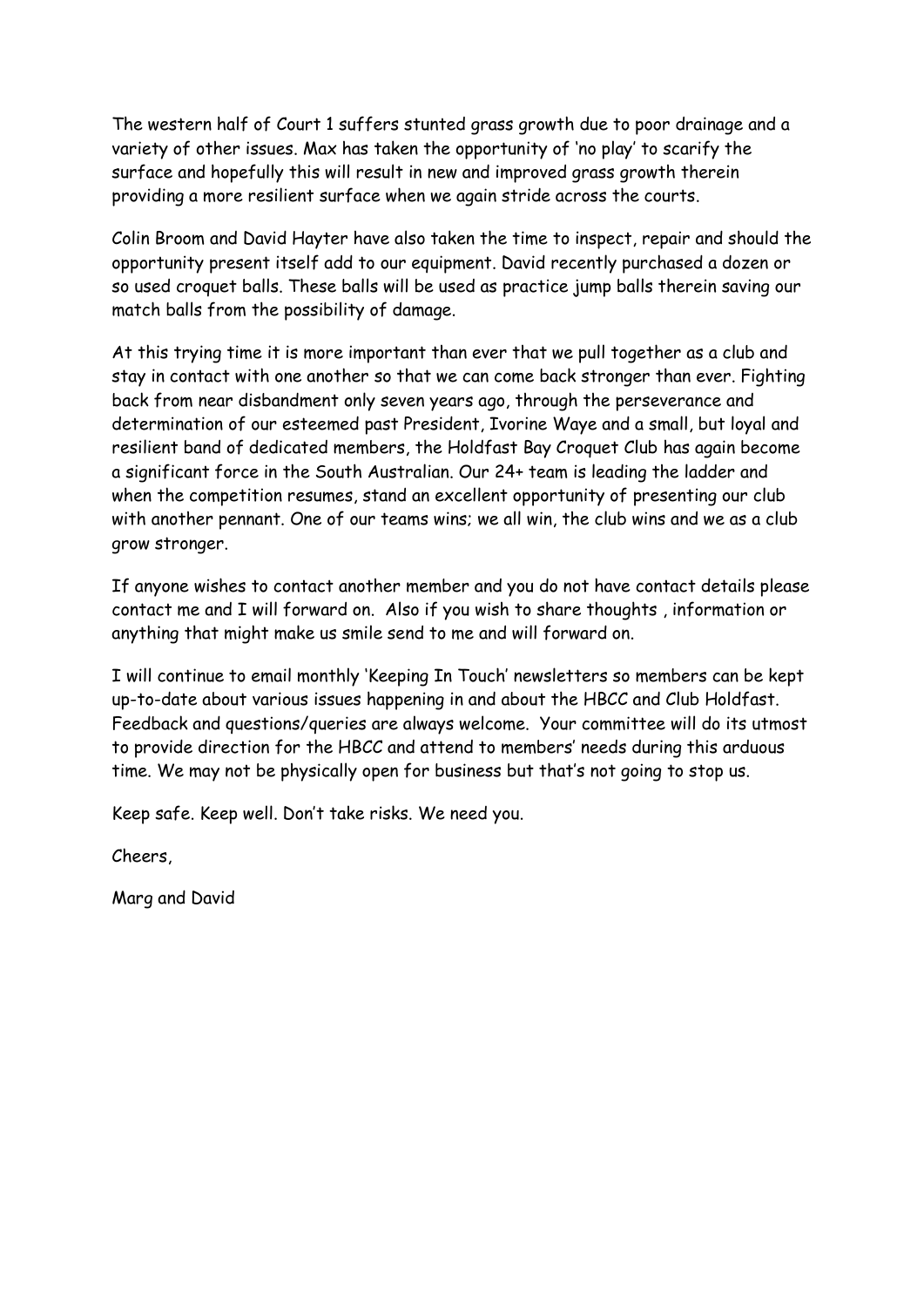The western half of Court 1 suffers stunted grass growth due to poor drainage and a variety of other issues. Max has taken the opportunity of 'no play' to scarify the surface and hopefully this will result in new and improved grass growth therein providing a more resilient surface when we again stride across the courts.

Colin Broom and David Hayter have also taken the time to inspect, repair and should the opportunity present itself add to our equipment. David recently purchased a dozen or so used croquet balls. These balls will be used as practice jump balls therein saving our match balls from the possibility of damage.

At this trying time it is more important than ever that we pull together as a club and stay in contact with one another so that we can come back stronger than ever. Fighting back from near disbandment only seven years ago, through the perseverance and determination of our esteemed past President, Ivorine Waye and a small, but loyal and resilient band of dedicated members, the Holdfast Bay Croquet Club has again become a significant force in the South Australian. Our 24+ team is leading the ladder and when the competition resumes, stand an excellent opportunity of presenting our club with another pennant. One of our teams wins; we all win, the club wins and we as a club grow stronger.

If anyone wishes to contact another member and you do not have contact details please contact me and I will forward on. Also if you wish to share thoughts , information or anything that might make us smile send to me and will forward on.

I will continue to email monthly 'Keeping In Touch' newsletters so members can be kept up-to-date about various issues happening in and about the HBCC and Club Holdfast. Feedback and questions/queries are always welcome. Your committee will do its utmost to provide direction for the HBCC and attend to members' needs during this arduous time. We may not be physically open for business but that's not going to stop us.

Keep safe. Keep well. Don't take risks. We need you.

Cheers,

Marg and David